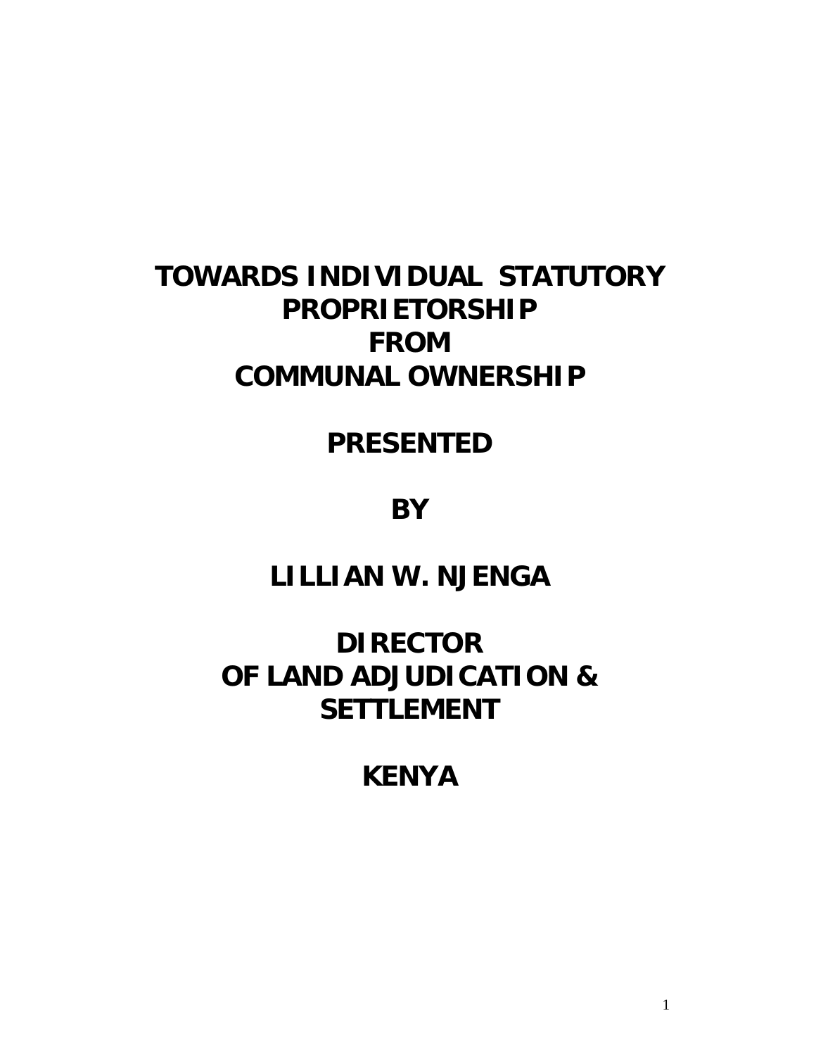# TOWARDS INDIVIDUAL STATUTORY PROPRIETORSHIP FROM COMMUNAL OWNERSHIP

**PRESENTED**

**BY**

**LILLIAN W. NJENGA**

**DIRECTOR OF LAND ADJUDICATION & SETTLEMENT**

**KENYA**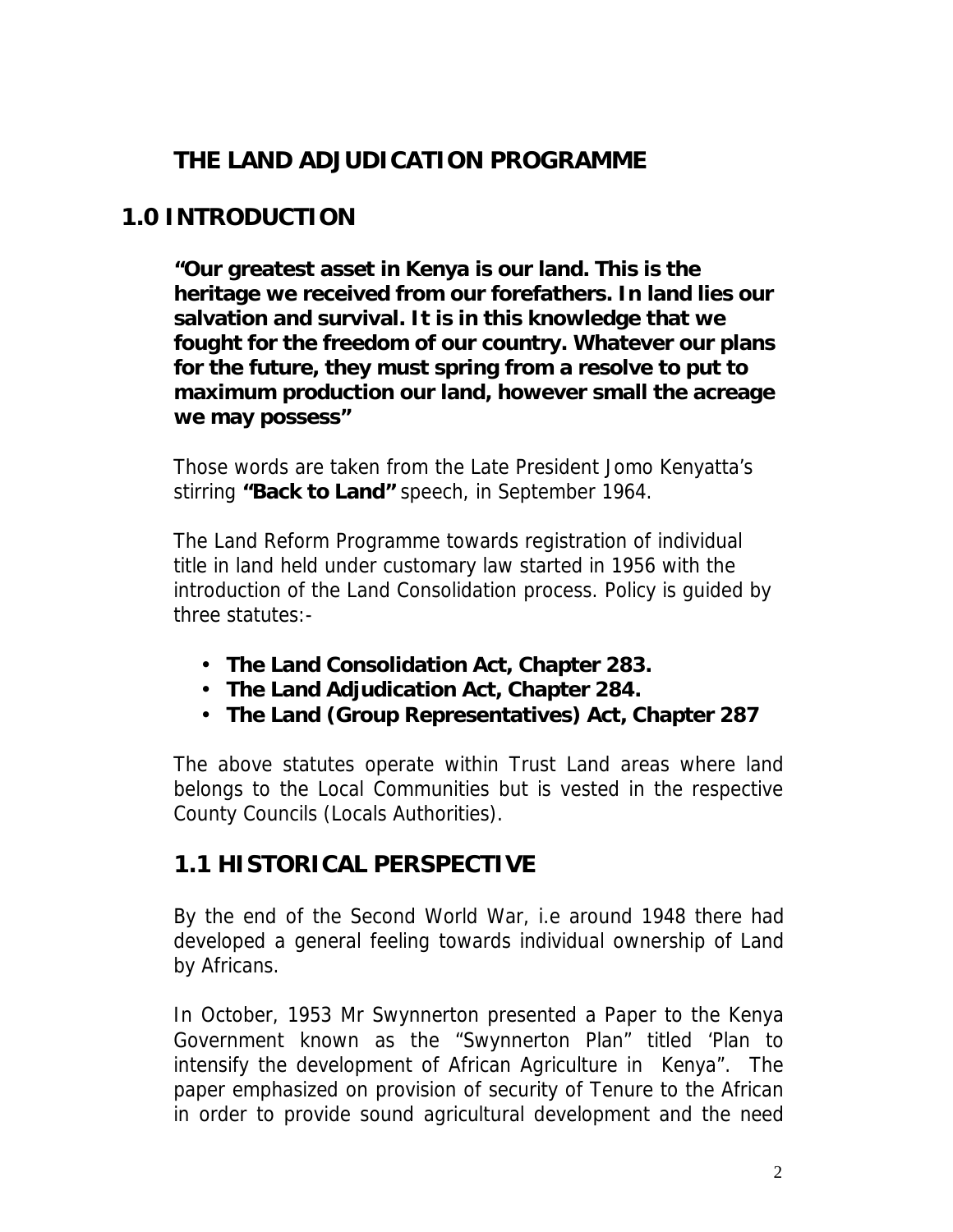# THE LAND ADJUDICATION PROGRAMME

## 1.0 INTRODUCTION

**"Our greatest asset in Kenya is our land. This is the heritage we received from our forefathers. In land lies our salvation and survival. It is in this knowledge that we fought for the freedom of our country. Whatever our plans for the future, they must spring from a resolve to put to maximum production our land, however small the acreage we may possess"**

Those words are taken from the Late President Jomo Kenyatta's stirring **"Back to Land"** speech, in September 1964.

The Land Reform Programme towards registration of individual title in land held under customary law started in 1956 with the introduction of the Land Consolidation process. Policy is guided by three statutes:-

- **The Land Consolidation Act, Chapter 283.**
- **The Land Adjudication Act, Chapter 284.**
- **The Land (Group Representatives) Act, Chapter 287**

The above statutes operate within Trust Land areas where land belongs to the Local Communities but is vested in the respective County Councils (Locals Authorities).

## 1.1 HISTORICAL PERSPECTIVE

By the end of the Second World War, i.e around 1948 there had developed a general feeling towards individual ownership of Land by Africans.

In October, 1953 Mr Swynnerton presented a Paper to the Kenya Government known as the "Swynnerton Plan" titled 'Plan to intensify the development of African Agriculture in Kenya". The paper emphasized on provision of security of Tenure to the African in order to provide sound agricultural development and the need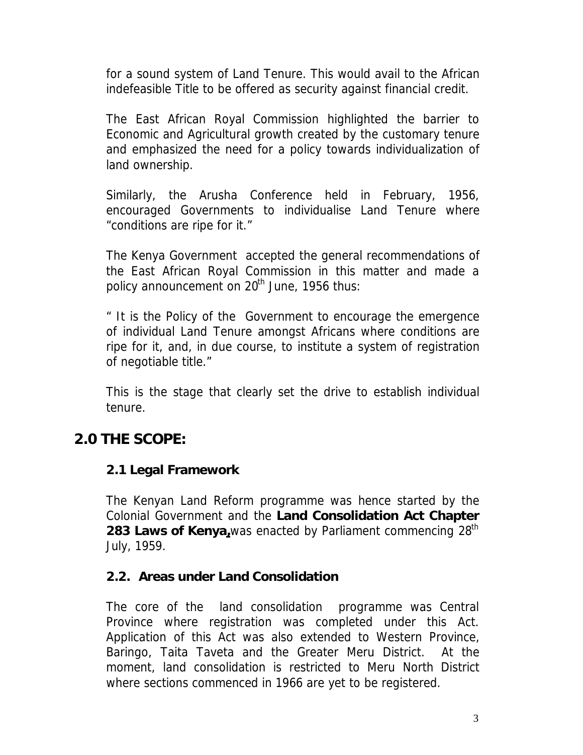for a sound system of Land Tenure. This would avail to the African indefeasible Title to be offered as security against financial credit.

The East African Royal Commission highlighted the barrier to Economic and Agricultural growth created by the customary tenure and emphasized the need for a policy towards individualization of land ownership.

Similarly, the Arusha Conference held in February, 1956, encouraged Governments to individualise Land Tenure where "conditions are ripe for it."

The Kenya Government accepted the general recommendations of the East African Royal Commission in this matter and made a policy announcement on 20th June, 1956 thus:

" It is the Policy of the Government to encourage the emergence of individual Land Tenure amongst Africans where conditions are ripe for it, and, in due course, to institute a system of registration of negotiable title."

This is the stage that clearly set the drive to establish individual tenure.

## 2.0 THE SCOPE:

### 2.1 Legal Framework

The Kenyan Land Reform programme was hence started by the Colonial Government and the **Land Consolidation Act Chapter 283 Laws of Kenya,** was enacted by Parliament commencing 28th July, 1959.

### 2.2. Areas under Land Consolidation

The core of the land consolidation programme was Central Province where registration was completed under this Act. Application of this Act was also extended to Western Province, Baringo, Taita Taveta and the Greater Meru District. At the moment, land consolidation is restricted to Meru North District where sections commenced in 1966 are yet to be registered.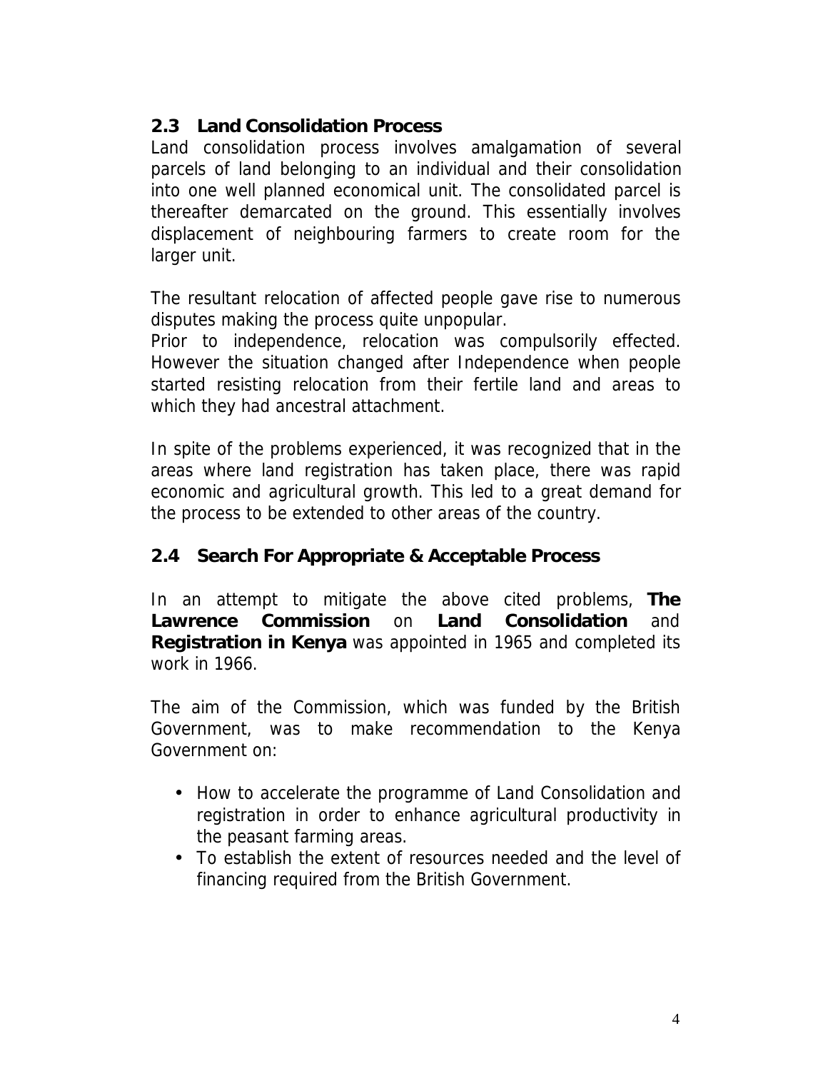## 2.3 Land Consolidation Process

Land consolidation process involves amalgamation of several parcels of land belonging to an individual and their consolidation into one well planned economical unit. The consolidated parcel is thereafter demarcated on the ground. This essentially involves displacement of neighbouring farmers to create room for the larger unit.

The resultant relocation of affected people gave rise to numerous disputes making the process quite unpopular.
Prior to independence, relocation was compulsorily effected. However the situation changed after Independence when people started resisting relocation from their fertile land and areas to which they had ancestral attachment.

In spite of the problems experienced, it was recognized that in the areas where land registration has taken place, there was rapid economic and agricultural growth. This led to a great demand for the process to be extended to other areas of the country.

## 2.4 Search For Appropriate & Acceptable Process

In an attempt to mitigate the above cited problems, **The Lawrence Commission** on **Land Consolidation** and **Registration in Kenya** was appointed in 1965 and completed its work in 1966.

The aim of the Commission, which was funded by the British Government, was to make recommendation to the Kenya Government on:

- How to accelerate the programme of Land Consolidation and registration in order to enhance agricultural productivity in the peasant farming areas.
- To establish the extent of resources needed and the level of financing required from the British Government.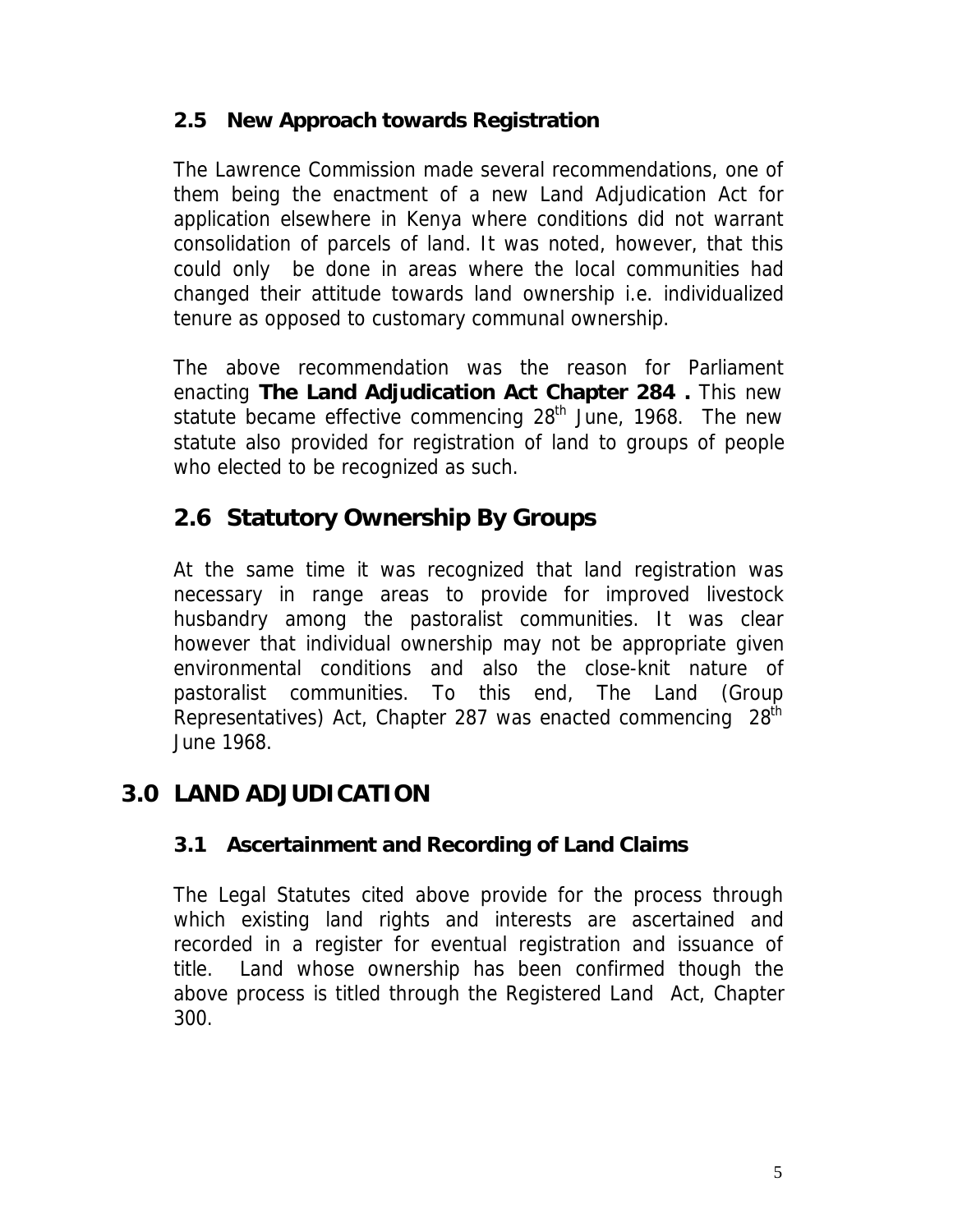### 2.5 New Approach towards Registration

The Lawrence Commission made several recommendations, one of them being the enactment of a new Land Adjudication Act for application elsewhere in Kenya where conditions did not warrant consolidation of parcels of land. It was noted, however, that this could only be done in areas where the local communities had changed their attitude towards land ownership i.e. individualized tenure as opposed to customary communal ownership.

The above recommendation was the reason for Parliament enacting **The Land Adjudication Act Chapter 284 .** This new statute became effective commencing 28th June, 1968. The new statute also provided for registration of land to groups of people who elected to be recognized as such.

## 2.6 Statutory Ownership By Groups

At the same time it was recognized that land registration was necessary in range areas to provide for improved livestock husbandry among the pastoralist communities. It was clear however that individual ownership may not be appropriate given environmental conditions and also the close-knit nature of pastoralist communities. To this end, The Land (Group Representatives) Act, Chapter 287 was enacted commencing 28th June 1968.

# 3.0 LAND ADJUDICATION

### 3.1 Ascertainment and Recording of Land Claims

The Legal Statutes cited above provide for the process through which existing land rights and interests are ascertained and recorded in a register for eventual registration and issuance of title. Land whose ownership has been confirmed though the above process is titled through the Registered Land Act, Chapter 300.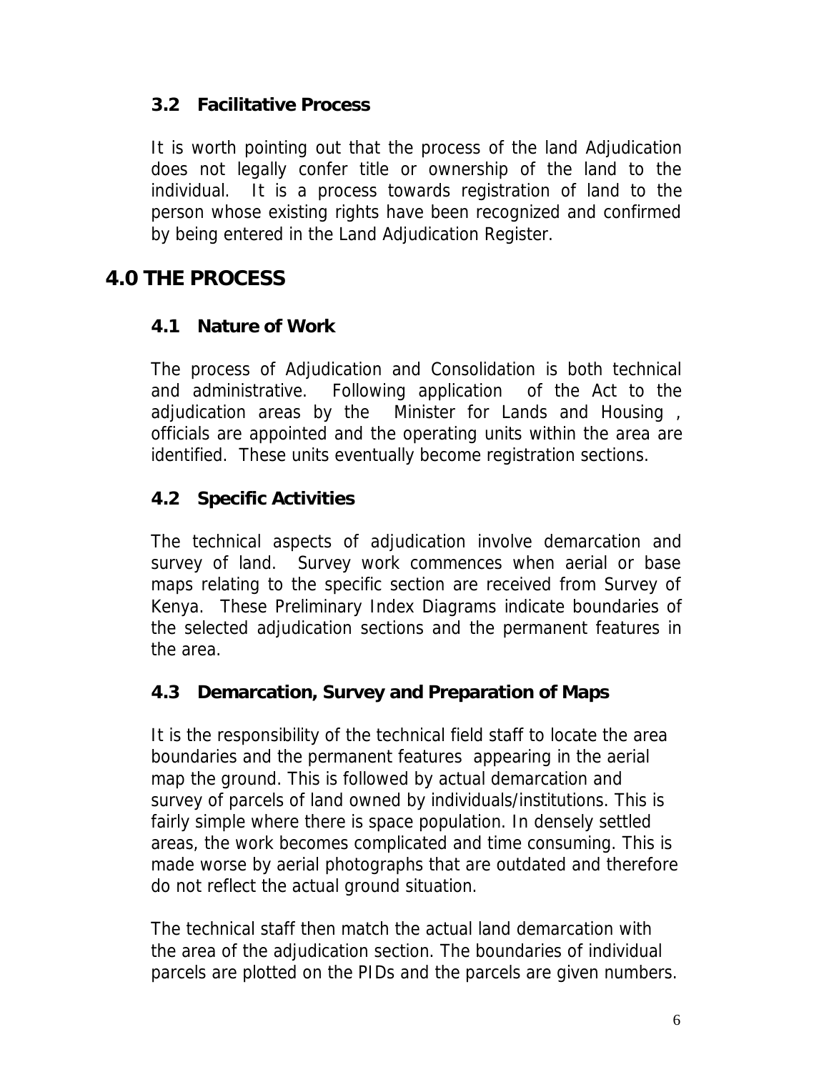### 3.2 Facilitative Process

It is worth pointing out that the process of the land Adjudication does not legally confer title or ownership of the land to the individual. It is a process towards registration of land to the person whose existing rights have been recognized and confirmed by being entered in the Land Adjudication Register.

## 4.0 THE PROCESS

### 4.1 Nature of Work

The process of Adjudication and Consolidation is both technical and administrative. Following application of the Act to the adjudication areas by the Minister for Lands and Housing , officials are appointed and the operating units within the area are identified. These units eventually become registration sections.

### 4.2 Specific Activities

The technical aspects of adjudication involve demarcation and survey of land. Survey work commences when aerial or base maps relating to the specific section are received from Survey of Kenya. These Preliminary Index Diagrams indicate boundaries of the selected adjudication sections and the permanent features in the area.

### 4.3 Demarcation, Survey and Preparation of Maps

It is the responsibility of the technical field staff to locate the area boundaries and the permanent features appearing in the aerial map the ground. This is followed by actual demarcation and survey of parcels of land owned by individuals/institutions. This is fairly simple where there is space population. In densely settled areas, the work becomes complicated and time consuming. This is made worse by aerial photographs that are outdated and therefore do not reflect the actual ground situation.

The technical staff then match the actual land demarcation with the area of the adjudication section. The boundaries of individual parcels are plotted on the PIDs and the parcels are given numbers.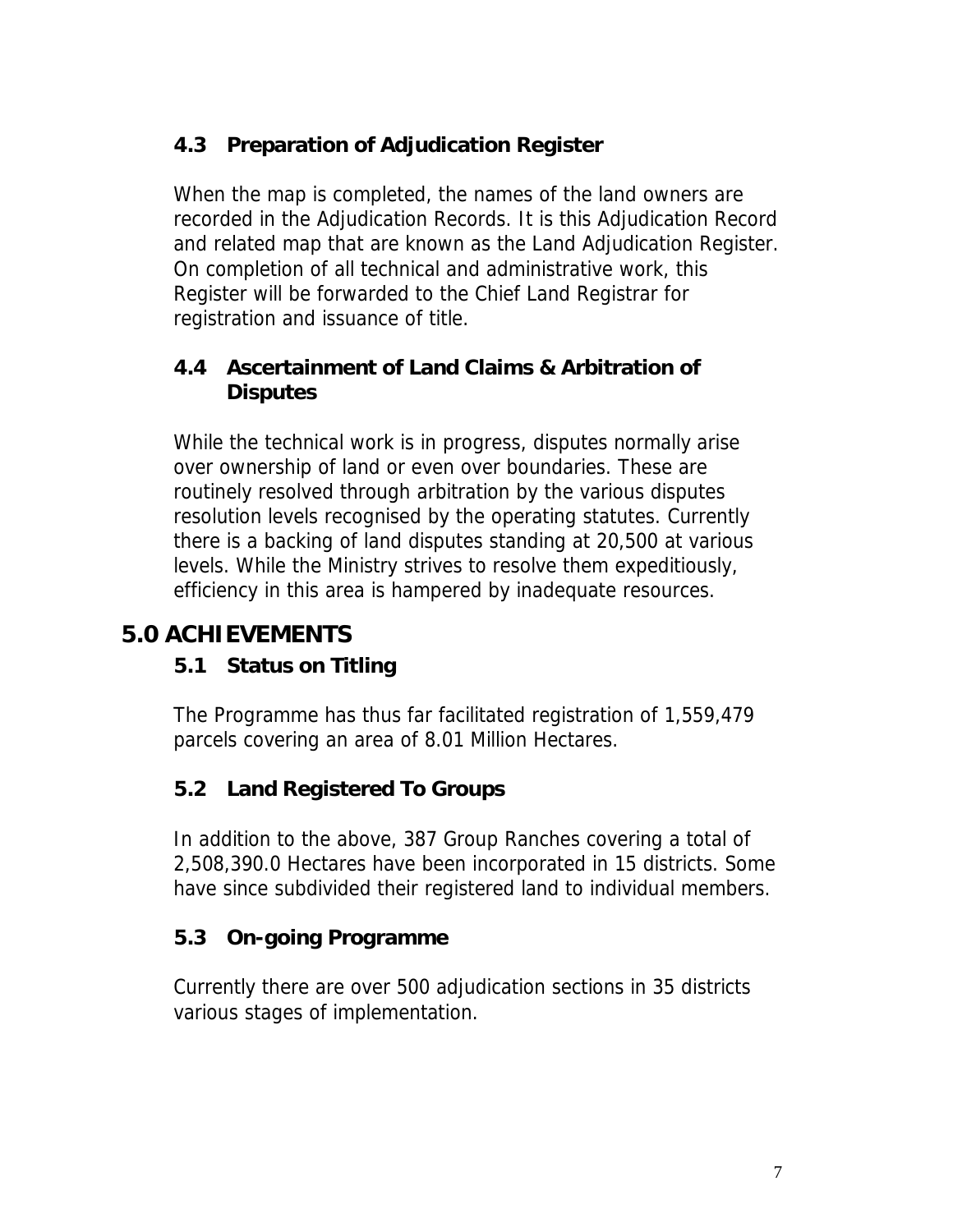### 4.3 Preparation of Adjudication Register

When the map is completed, the names of the land owners are recorded in the Adjudication Records. It is this Adjudication Record and related map that are known as the Land Adjudication Register. On completion of all technical and administrative work, this Register will be forwarded to the Chief Land Registrar for registration and issuance of title.

### 4.4 Ascertainment of Land Claims & Arbitration of Disputes

While the technical work is in progress, disputes normally arise over ownership of land or even over boundaries. These are routinely resolved through arbitration by the various disputes resolution levels recognised by the operating statutes. Currently there is a backing of land disputes standing at 20,500 at various levels. While the Ministry strives to resolve them expeditiously, efficiency in this area is hampered by inadequate resources.

## 5.0 ACHIEVEMENTS

### 5.1 Status on Titling

The Programme has thus far facilitated registration of 1,559,479 parcels covering an area of 8.01 Million Hectares.

### 5.2 Land Registered To Groups

In addition to the above, 387 Group Ranches covering a total of 2,508,390.0 Hectares have been incorporated in 15 districts. Some have since subdivided their registered land to individual members.

### 5.3 On-going Programme

Currently there are over 500 adjudication sections in 35 districts various stages of implementation.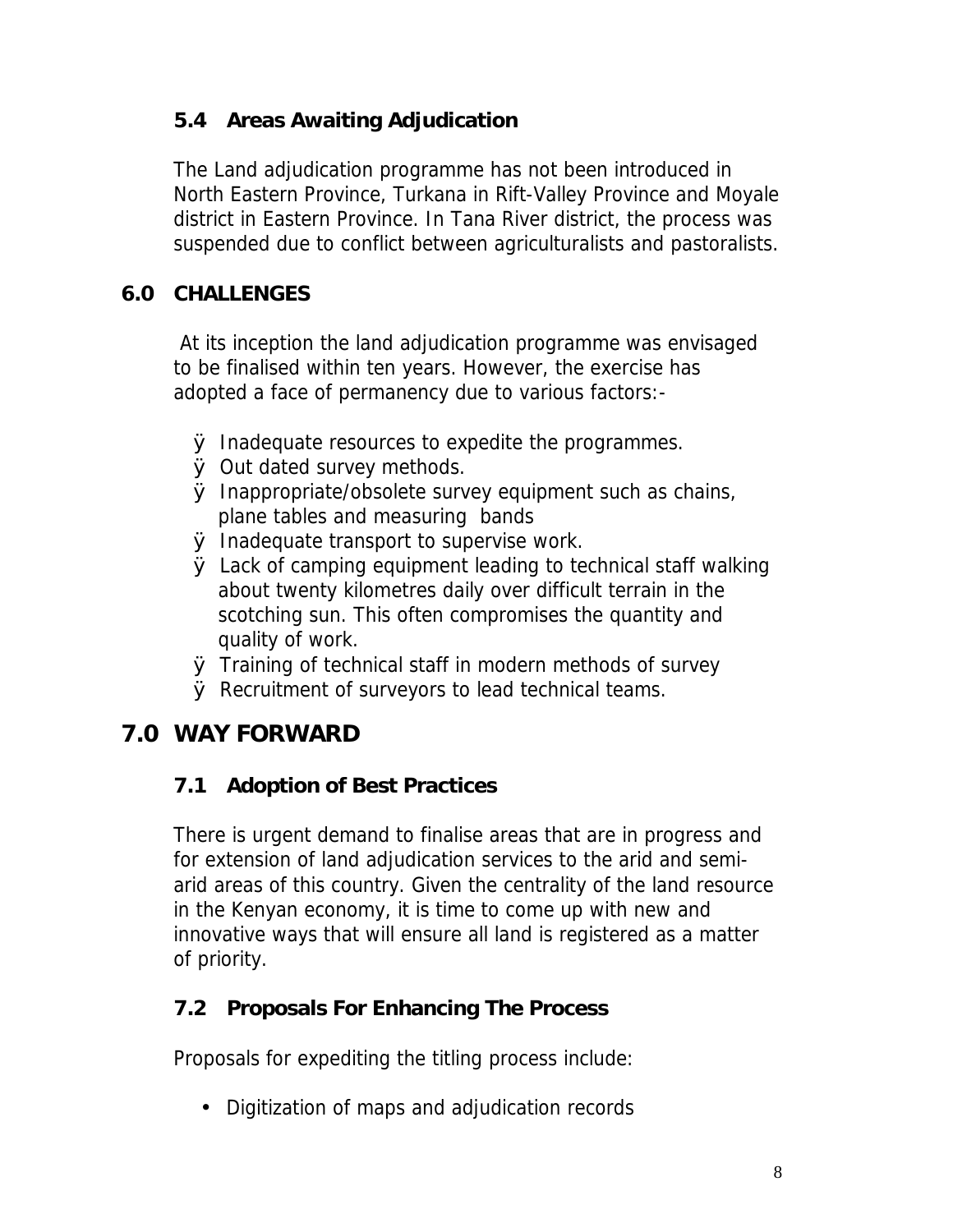### 5.4 Areas Awaiting Adjudication

The Land adjudication programme has not been introduced in North Eastern Province, Turkana in Rift-Valley Province and Moyale district in Eastern Province. In Tana River district, the process was suspended due to conflict between agriculturalists and pastoralists.

## 6.0 CHALLENGES

At its inception the land adjudication programme was envisaged to be finalised within ten years. However, the exercise has adopted a face of permanency due to various factors:-

- Inadequate resources to expedite the programmes.
- Out dated survey methods.
- Inappropriate/obsolete survey equipment such as chains, plane tables and measuring bands
- Inadequate transport to supervise work.
- Lack of camping equipment leading to technical staff walking about twenty kilometres daily over difficult terrain in the scotching sun. This often compromises the quantity and quality of work.
- Training of technical staff in modern methods of survey
- Recruitment of surveyors to lead technical teams.

# 7.0 WAY FORWARD

### 7.1 Adoption of Best Practices

There is urgent demand to finalise areas that are in progress and for extension of land adjudication services to the arid and semi-arid areas of this country. Given the centrality of the land resource in the Kenyan economy, it is time to come up with new and innovative ways that will ensure all land is registered as a matter of priority.

### 7.2 Proposals For Enhancing The Process

Proposals for expediting the titling process include:

- Digitization of maps and adjudication records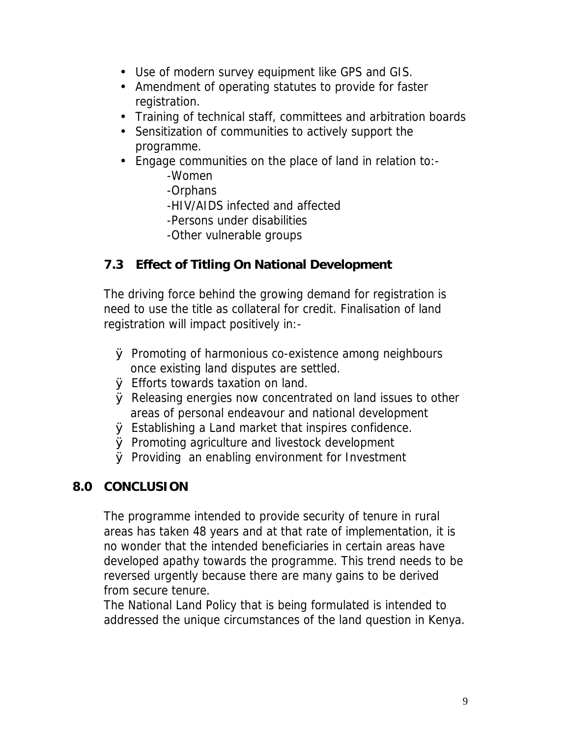- Use of modern survey equipment like GPS and GIS.
- Amendment of operating statutes to provide for faster registration.
- Training of technical staff, committees and arbitration boards
- Sensitization of communities to actively support the programme.
- Engage communities on the place of land in relation to:-
  - -Women
  - -Orphans
  - -HIV/AIDS infected and affected
  - -Persons under disabilities
  - -Other vulnerable groups

### 7.3 Effect of Titling On National Development

The driving force behind the growing demand for registration is need to use the title as collateral for credit. Finalisation of land registration will impact positively in:-

- Promoting of harmonious co-existence among neighbours once existing land disputes are settled.
- Efforts towards taxation on land.
- Releasing energies now concentrated on land issues to other areas of personal endeavour and national development
- Establishing a Land market that inspires confidence.
- Promoting agriculture and livestock development
- Providing an enabling environment for Investment

## 8.0 CONCLUSION

The programme intended to provide security of tenure in rural areas has taken 48 years and at that rate of implementation, it is no wonder that the intended beneficiaries in certain areas have developed apathy towards the programme. This trend needs to be reversed urgently because there are many gains to be derived from secure tenure.

The National Land Policy that is being formulated is intended to addressed the unique circumstances of the land question in Kenya.